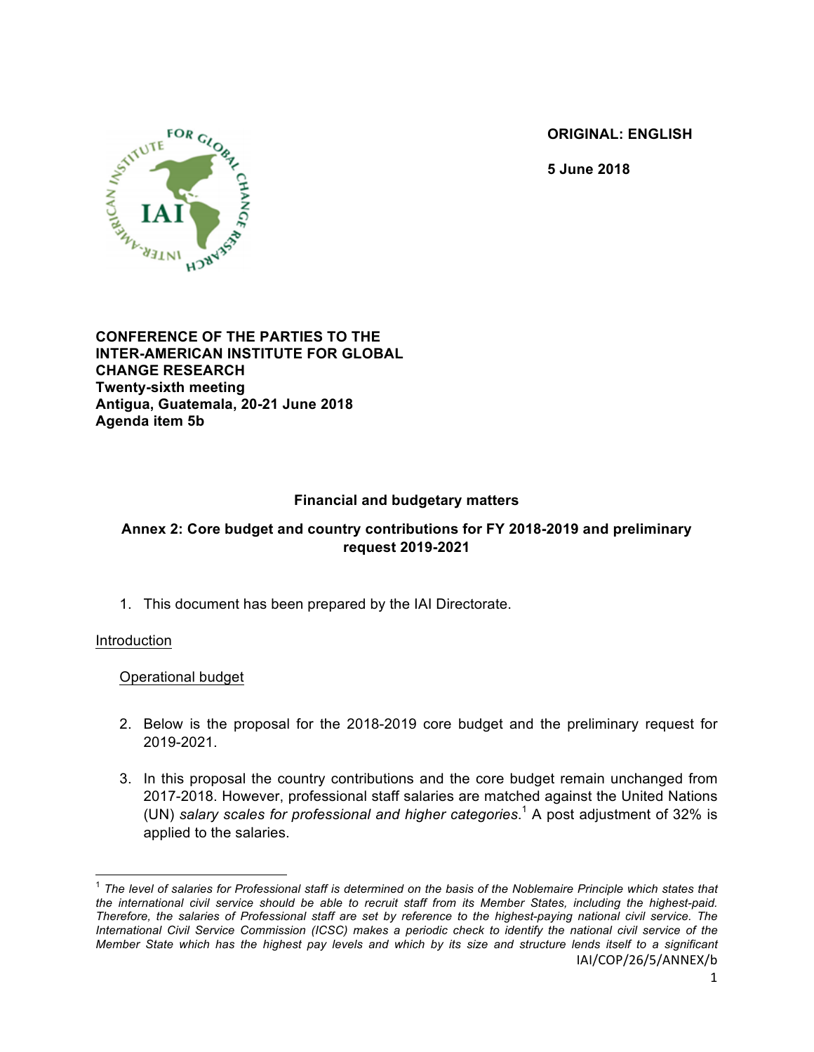**ORIGINAL: ENGLISH**

**5 June 2018**

**CONFERENCE OF THE PARTIES TO THE INTER-AMERICAN INSTITUTE FOR GLOBAL CHANGE RESEARCH**
**Twenty-sixth meeting**
**Antigua, Guatemala, 20-21 June 2018**
**Agenda item 5b**

## Financial and budgetary matters

## Annex 2: Core budget and country contributions for FY 2018-2019 and preliminary request 2019-2021

1. This document has been prepared by the IAI Directorate.

Introduction

Operational budget

2. Below is the proposal for the 2018-2019 core budget and the preliminary request for 2019-2021.

3. In this proposal the country contributions and the core budget remain unchanged from 2017-2018. However, professional staff salaries are matched against the United Nations (UN) *salary scales for professional and higher categories*.[1] A post adjustment of 32% is applied to the salaries.

---

[1] *The level of salaries for Professional staff is determined on the basis of the Noblemaire Principle which states that the international civil service should be able to recruit staff from its Member States, including the highest-paid. Therefore, the salaries of Professional staff are set by reference to the highest-paying national civil service. The International Civil Service Commission (ICSC) makes a periodic check to identify the national civil service of the Member State which has the highest pay levels and which by its size and structure lends itself to a significant*

IAI/COP/26/5/ANNEX/b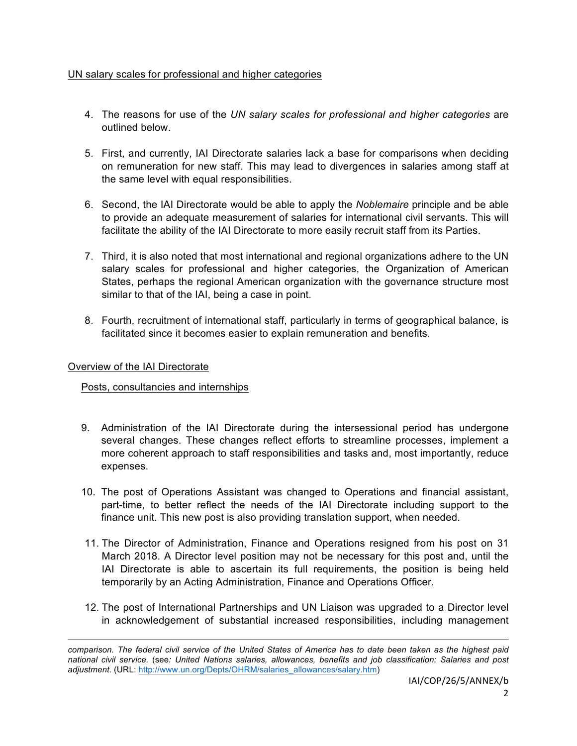UN salary scales for professional and higher categories

4. The reasons for use of the *UN salary scales for professional and higher categories* are outlined below.

5. First, and currently, IAI Directorate salaries lack a base for comparisons when deciding on remuneration for new staff. This may lead to divergences in salaries among staff at the same level with equal responsibilities.

6. Second, the IAI Directorate would be able to apply the *Noblemaire* principle and be able to provide an adequate measurement of salaries for international civil servants. This will facilitate the ability of the IAI Directorate to more easily recruit staff from its Parties.

7. Third, it is also noted that most international and regional organizations adhere to the UN salary scales for professional and higher categories, the Organization of American States, perhaps the regional American organization with the governance structure most similar to that of the IAI, being a case in point.

8. Fourth, recruitment of international staff, particularly in terms of geographical balance, is facilitated since it becomes easier to explain remuneration and benefits.

Overview of the IAI Directorate

Posts, consultancies and internships

9. Administration of the IAI Directorate during the intersessional period has undergone several changes. These changes reflect efforts to streamline processes, implement a more coherent approach to staff responsibilities and tasks and, most importantly, reduce expenses.

10. The post of Operations Assistant was changed to Operations and financial assistant, part-time, to better reflect the needs of the IAI Directorate including support to the finance unit. This new post is also providing translation support, when needed.

11. The Director of Administration, Finance and Operations resigned from his post on 31 March 2018. A Director level position may not be necessary for this post and, until the IAI Directorate is able to ascertain its full requirements, the position is being held temporarily by an Acting Administration, Finance and Operations Officer.

12. The post of International Partnerships and UN Liaison was upgraded to a Director level in acknowledgement of substantial increased responsibilities, including management

---

*comparison. The federal civil service of the United States of America has to date been taken as the highest paid national civil service.* (see*: United Nations salaries, allowances, benefits and job classification: Salaries and post adjustment*. (URL: http://www.un.org/Depts/OHRM/salaries_allowances/salary.htm)

IAI/COP/26/5/ANNEX/b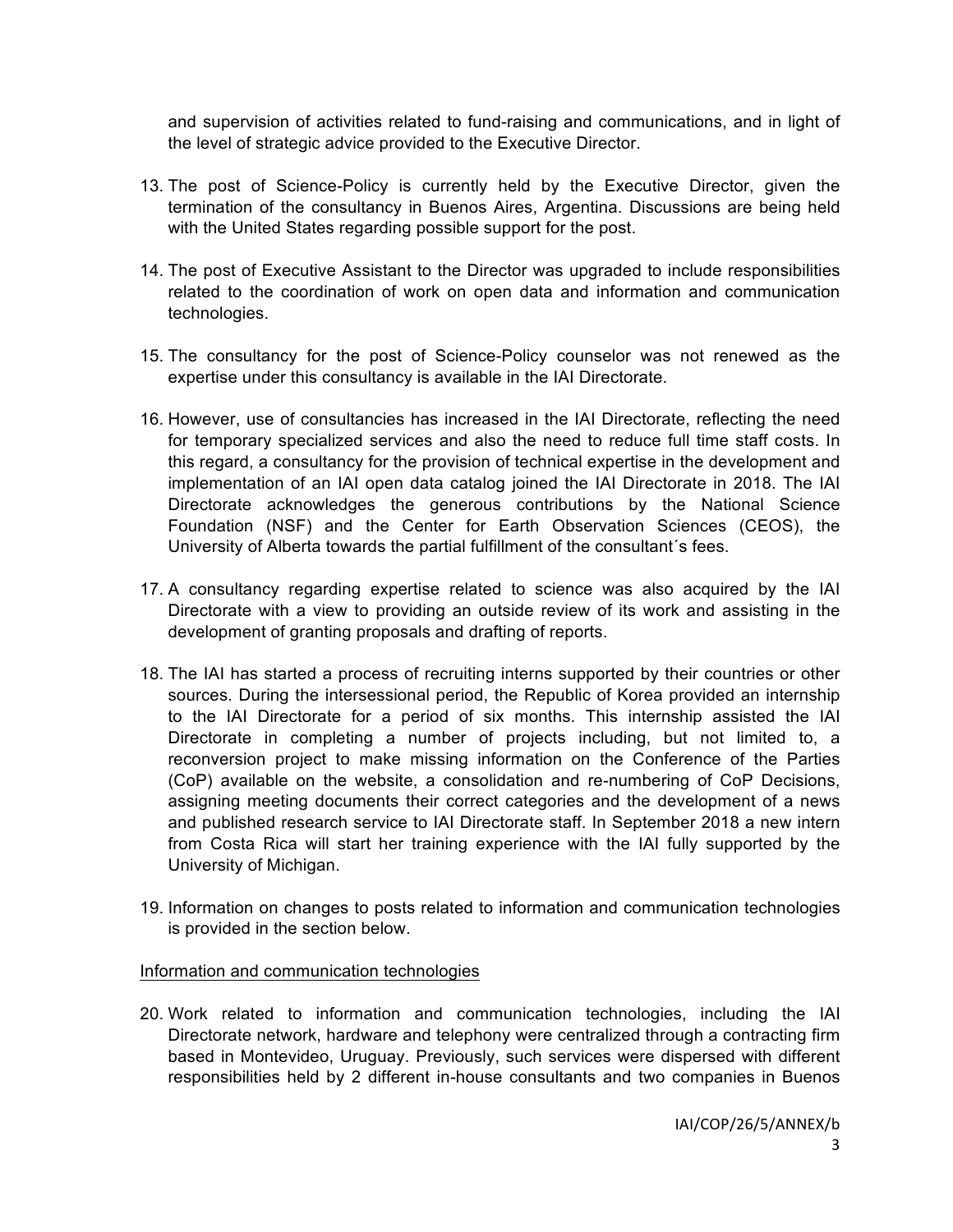and supervision of activities related to fund-raising and communications, and in light of the level of strategic advice provided to the Executive Director.

13. The post of Science-Policy is currently held by the Executive Director, given the termination of the consultancy in Buenos Aires, Argentina. Discussions are being held with the United States regarding possible support for the post.

14. The post of Executive Assistant to the Director was upgraded to include responsibilities related to the coordination of work on open data and information and communication technologies.

15. The consultancy for the post of Science-Policy counselor was not renewed as the expertise under this consultancy is available in the IAI Directorate.

16. However, use of consultancies has increased in the IAI Directorate, reflecting the need for temporary specialized services and also the need to reduce full time staff costs. In this regard, a consultancy for the provision of technical expertise in the development and implementation of an IAI open data catalog joined the IAI Directorate in 2018. The IAI Directorate acknowledges the generous contributions by the National Science Foundation (NSF) and the Center for Earth Observation Sciences (CEOS), the University of Alberta towards the partial fulfillment of the consultant´s fees.

17. A consultancy regarding expertise related to science was also acquired by the IAI Directorate with a view to providing an outside review of its work and assisting in the development of granting proposals and drafting of reports.

18. The IAI has started a process of recruiting interns supported by their countries or other sources. During the intersessional period, the Republic of Korea provided an internship to the IAI Directorate for a period of six months. This internship assisted the IAI Directorate in completing a number of projects including, but not limited to, a reconversion project to make missing information on the Conference of the Parties (CoP) available on the website, a consolidation and re-numbering of CoP Decisions, assigning meeting documents their correct categories and the development of a news and published research service to IAI Directorate staff. In September 2018 a new intern from Costa Rica will start her training experience with the IAI fully supported by the University of Michigan.

19. Information on changes to posts related to information and communication technologies is provided in the section below.

Information and communication technologies

20. Work related to information and communication technologies, including the IAI Directorate network, hardware and telephony were centralized through a contracting firm based in Montevideo, Uruguay. Previously, such services were dispersed with different responsibilities held by 2 different in-house consultants and two companies in Buenos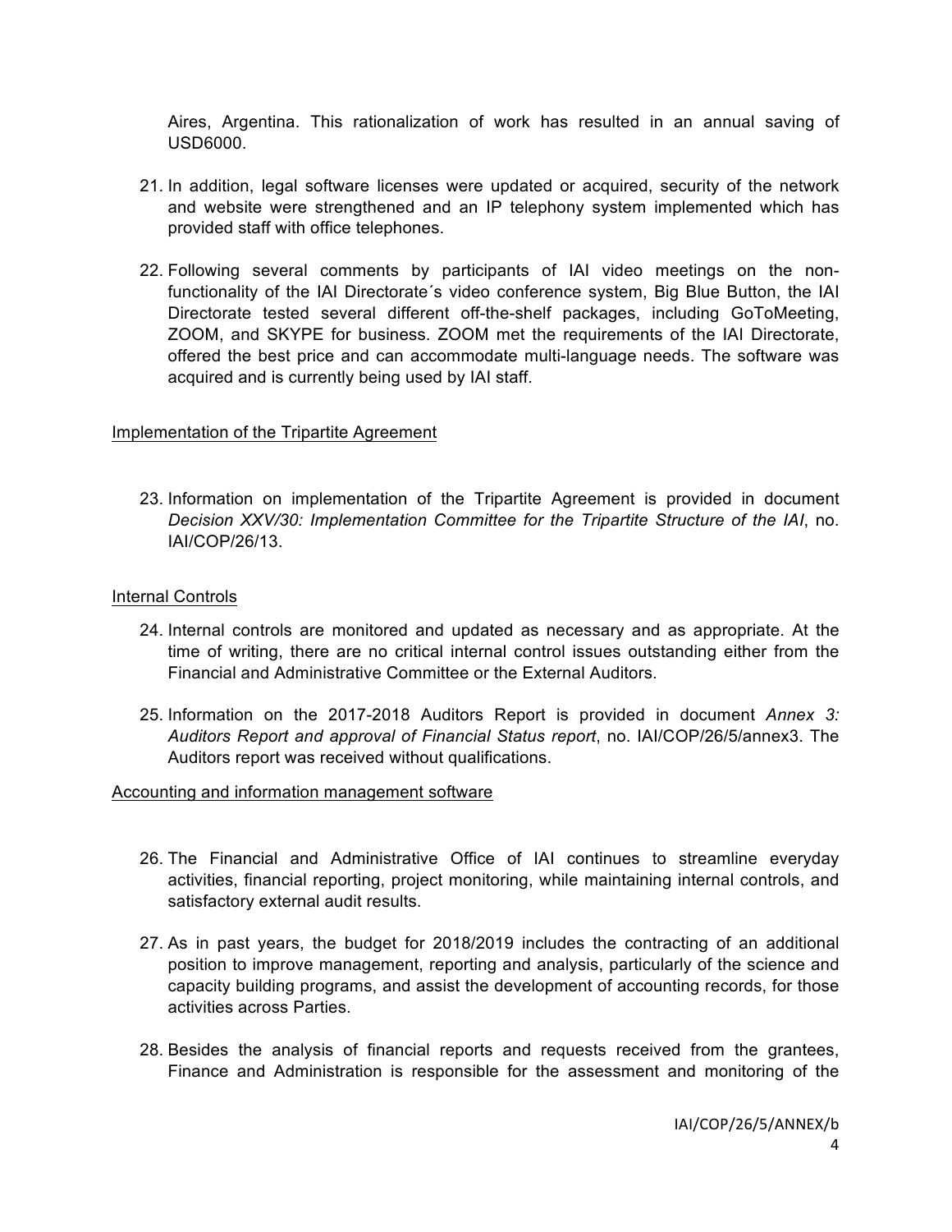Aires, Argentina. This rationalization of work has resulted in an annual saving of USD6000.

21. In addition, legal software licenses were updated or acquired, security of the network and website were strengthened and an IP telephony system implemented which has provided staff with office telephones.

22. Following several comments by participants of IAI video meetings on the non-functionality of the IAI Directorate´s video conference system, Big Blue Button, the IAI Directorate tested several different off-the-shelf packages, including GoToMeeting, ZOOM, and SKYPE for business. ZOOM met the requirements of the IAI Directorate, offered the best price and can accommodate multi-language needs. The software was acquired and is currently being used by IAI staff.

<u>Implementation of the Tripartite Agreement</u>

23. Information on implementation of the Tripartite Agreement is provided in document *Decision XXV/30: Implementation Committee for the Tripartite Structure of the IAI*, no. IAI/COP/26/13.

<u>Internal Controls</u>

24. Internal controls are monitored and updated as necessary and as appropriate. At the time of writing, there are no critical internal control issues outstanding either from the Financial and Administrative Committee or the External Auditors.

25. Information on the 2017-2018 Auditors Report is provided in document *Annex 3: Auditors Report and approval of Financial Status report*, no. IAI/COP/26/5/annex3. The Auditors report was received without qualifications.

<u>Accounting and information management software</u>

26. The Financial and Administrative Office of IAI continues to streamline everyday activities, financial reporting, project monitoring, while maintaining internal controls, and satisfactory external audit results.

27. As in past years, the budget for 2018/2019 includes the contracting of an additional position to improve management, reporting and analysis, particularly of the science and capacity building programs, and assist the development of accounting records, for those activities across Parties.

28. Besides the analysis of financial reports and requests received from the grantees, Finance and Administration is responsible for the assessment and monitoring of the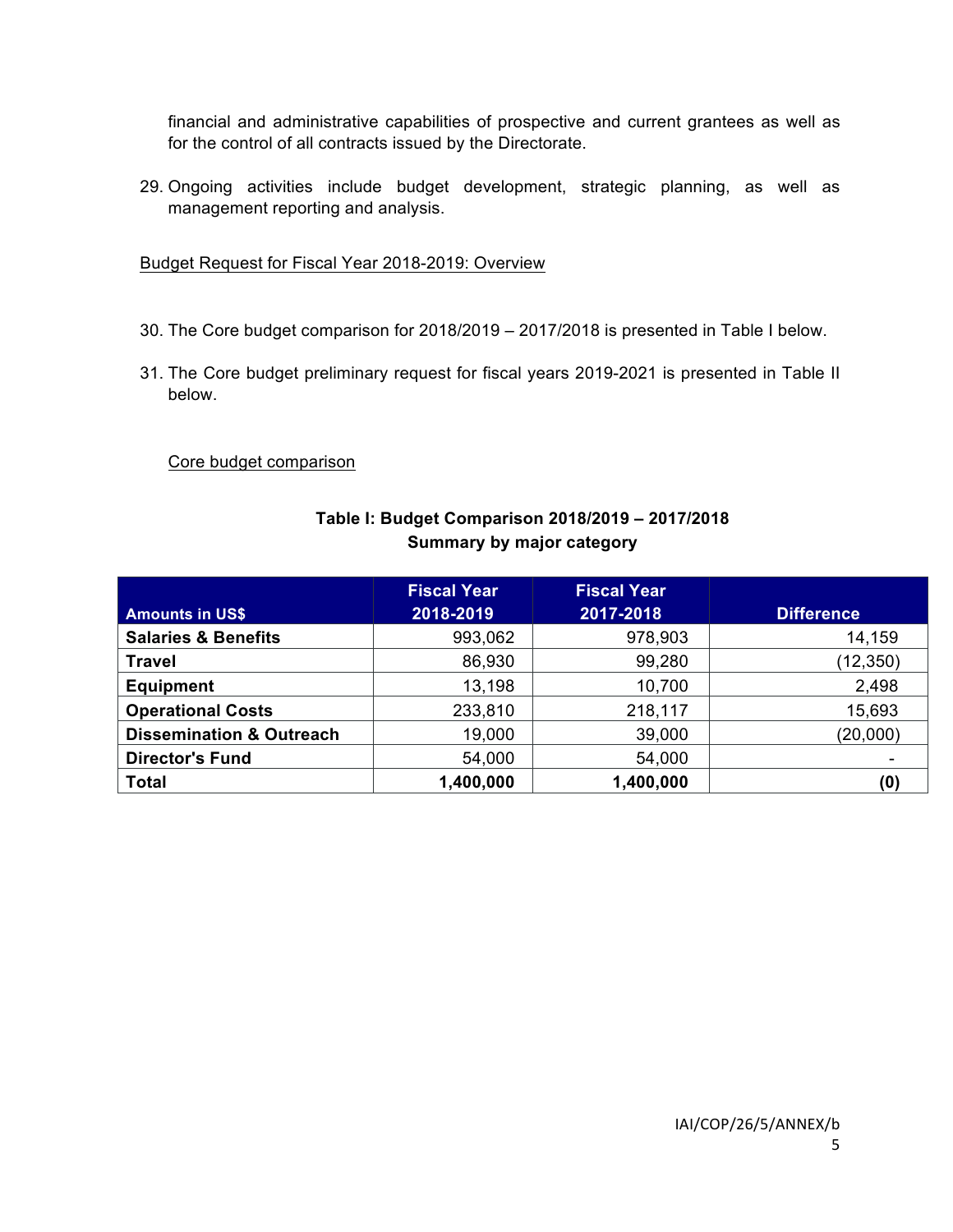financial and administrative capabilities of prospective and current grantees as well as for the control of all contracts issued by the Directorate.

29. Ongoing activities include budget development, strategic planning, as well as management reporting and analysis.

Budget Request for Fiscal Year 2018-2019: Overview

30. The Core budget comparison for 2018/2019 – 2017/2018 is presented in Table I below.

31. The Core budget preliminary request for fiscal years 2019-2021 is presented in Table II below.

Core budget comparison

**Table I: Budget Comparison 2018/2019 – 2017/2018**
**Summary by major category**

| Amounts in US$ | Fiscal Year 2018-2019 | Fiscal Year 2017-2018 | Difference |
|---|---|---|---|
| **Salaries & Benefits** | 993,062 | 978,903 | 14,159 |
| **Travel** | 86,930 | 99,280 | (12,350) |
| **Equipment** | 13,198 | 10,700 | 2,498 |
| **Operational Costs** | 233,810 | 218,117 | 15,693 |
| **Dissemination & Outreach** | 19,000 | 39,000 | (20,000) |
| **Director's Fund** | 54,000 | 54,000 | - |
| **Total** | **1,400,000** | **1,400,000** | **(0)** |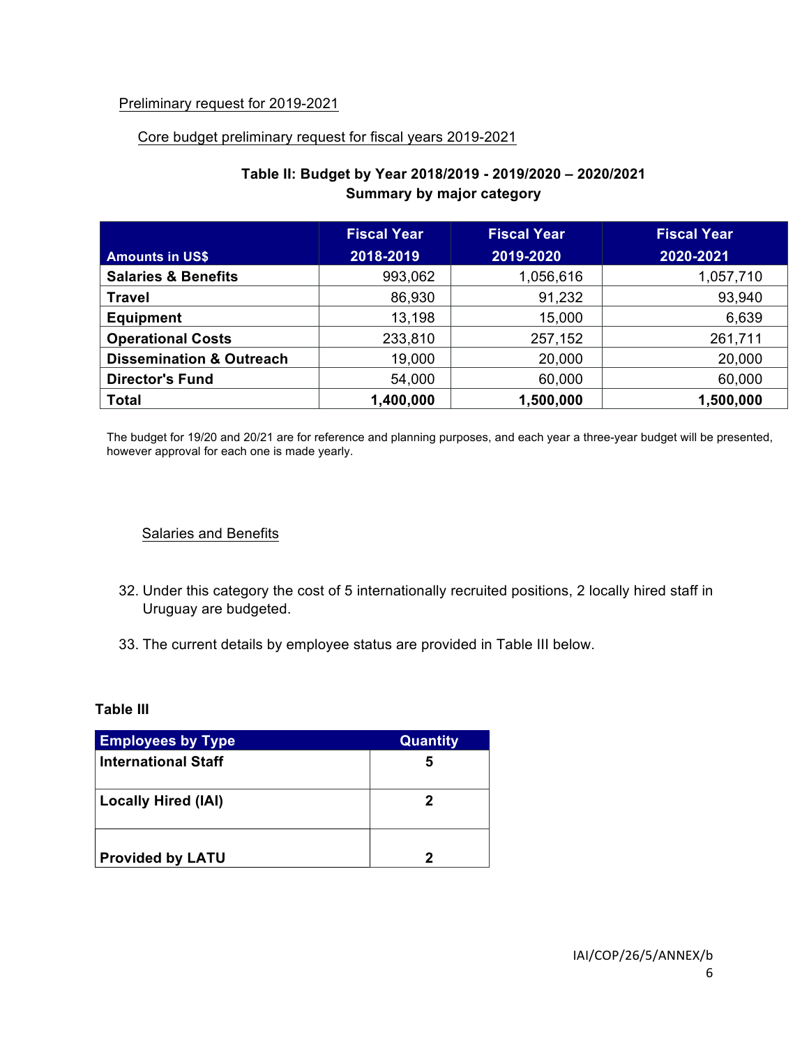Preliminary request for 2019-2021

Core budget preliminary request for fiscal years 2019-2021

**Table II: Budget by Year 2018/2019 - 2019/2020 – 2020/2021**
**Summary by major category**

| Amounts in US$ | Fiscal Year 2018-2019 | Fiscal Year 2019-2020 | Fiscal Year 2020-2021 |
|---|---|---|---|
| **Salaries & Benefits** | 993,062 | 1,056,616 | 1,057,710 |
| **Travel** | 86,930 | 91,232 | 93,940 |
| **Equipment** | 13,198 | 15,000 | 6,639 |
| **Operational Costs** | 233,810 | 257,152 | 261,711 |
| **Dissemination & Outreach** | 19,000 | 20,000 | 20,000 |
| **Director's Fund** | 54,000 | 60,000 | 60,000 |
| **Total** | **1,400,000** | **1,500,000** | **1,500,000** |

The budget for 19/20 and 20/21 are for reference and planning purposes, and each year a three-year budget will be presented, however approval for each one is made yearly.

Salaries and Benefits

32. Under this category the cost of 5 internationally recruited positions, 2 locally hired staff in Uruguay are budgeted.

33. The current details by employee status are provided in Table III below.

**Table III**

| Employees by Type | Quantity |
|---|---|
| **International Staff** | **5** |
| **Locally Hired (IAI)** | **2** |
| **Provided by LATU** | **2** |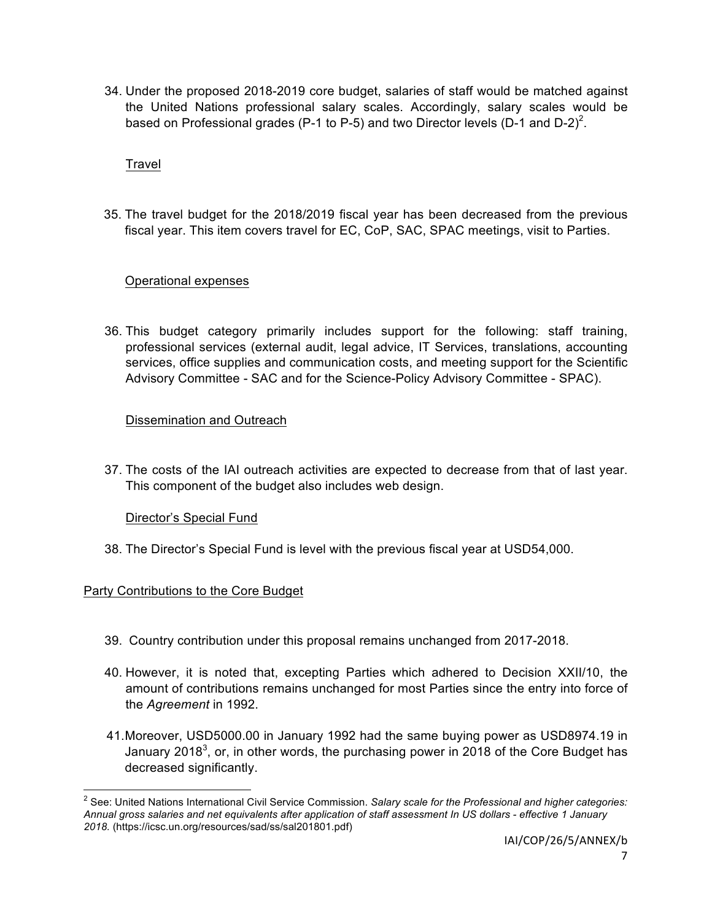34. Under the proposed 2018-2019 core budget, salaries of staff would be matched against the United Nations professional salary scales. Accordingly, salary scales would be based on Professional grades (P-1 to P-5) and two Director levels (D-1 and D-2)[2].

Travel

35. The travel budget for the 2018/2019 fiscal year has been decreased from the previous fiscal year. This item covers travel for EC, CoP, SAC, SPAC meetings, visit to Parties.

Operational expenses

36. This budget category primarily includes support for the following: staff training, professional services (external audit, legal advice, IT Services, translations, accounting services, office supplies and communication costs, and meeting support for the Scientific Advisory Committee - SAC and for the Science-Policy Advisory Committee - SPAC).

Dissemination and Outreach

37. The costs of the IAI outreach activities are expected to decrease from that of last year. This component of the budget also includes web design.

Director's Special Fund

38. The Director's Special Fund is level with the previous fiscal year at USD54,000.

Party Contributions to the Core Budget

39. Country contribution under this proposal remains unchanged from 2017-2018.

40. However, it is noted that, excepting Parties which adhered to Decision XXII/10, the amount of contributions remains unchanged for most Parties since the entry into force of the *Agreement* in 1992.

41. Moreover, USD5000.00 in January 1992 had the same buying power as USD8974.19 in January 2018[3], or, in other words, the purchasing power in 2018 of the Core Budget has decreased significantly.

---

[2] See: United Nations International Civil Service Commission. *Salary scale for the Professional and higher categories: Annual gross salaries and net equivalents after application of staff assessment In US dollars - effective 1 January 2018.* (https://icsc.un.org/resources/sad/ss/sal201801.pdf)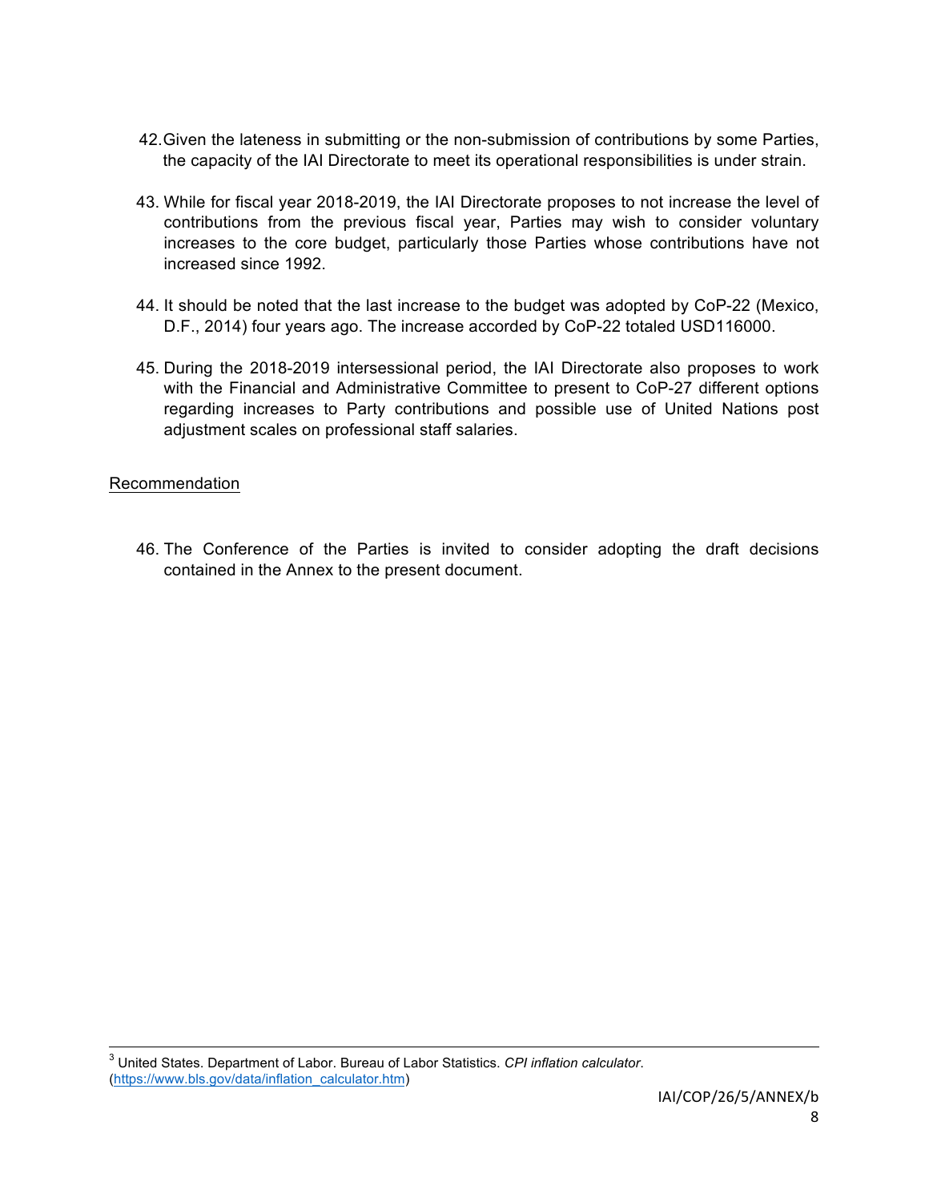42. Given the lateness in submitting or the non-submission of contributions by some Parties, the capacity of the IAI Directorate to meet its operational responsibilities is under strain.

43. While for fiscal year 2018-2019, the IAI Directorate proposes to not increase the level of contributions from the previous fiscal year, Parties may wish to consider voluntary increases to the core budget, particularly those Parties whose contributions have not increased since 1992.

44. It should be noted that the last increase to the budget was adopted by CoP-22 (Mexico, D.F., 2014) four years ago. The increase accorded by CoP-22 totaled USD116000.

45. During the 2018-2019 intersessional period, the IAI Directorate also proposes to work with the Financial and Administrative Committee to present to CoP-27 different options regarding increases to Party contributions and possible use of United Nations post adjustment scales on professional staff salaries.

<u>Recommendation</u>

46. The Conference of the Parties is invited to consider adopting the draft decisions contained in the Annex to the present document.

---

[3] United States. Department of Labor. Bureau of Labor Statistics. *CPI inflation calculator*. (https://www.bls.gov/data/inflation_calculator.htm)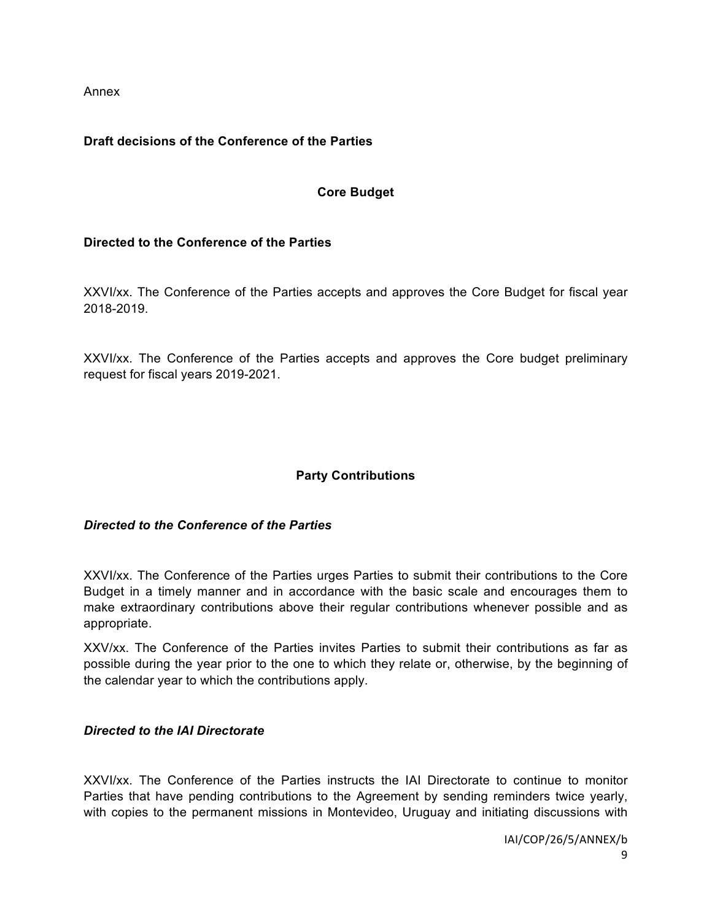Annex

**Draft decisions of the Conference of the Parties**

**Core Budget**

**Directed to the Conference of the Parties**

XXVI/xx. The Conference of the Parties accepts and approves the Core Budget for fiscal year 2018-2019.

XXVI/xx. The Conference of the Parties accepts and approves the Core budget preliminary request for fiscal years 2019-2021.

**Party Contributions**

***Directed to the Conference of the Parties***

XXVI/xx. The Conference of the Parties urges Parties to submit their contributions to the Core Budget in a timely manner and in accordance with the basic scale and encourages them to make extraordinary contributions above their regular contributions whenever possible and as appropriate.

XXV/xx. The Conference of the Parties invites Parties to submit their contributions as far as possible during the year prior to the one to which they relate or, otherwise, by the beginning of the calendar year to which the contributions apply.

***Directed to the IAI Directorate***

XXVI/xx. The Conference of the Parties instructs the IAI Directorate to continue to monitor Parties that have pending contributions to the Agreement by sending reminders twice yearly, with copies to the permanent missions in Montevideo, Uruguay and initiating discussions with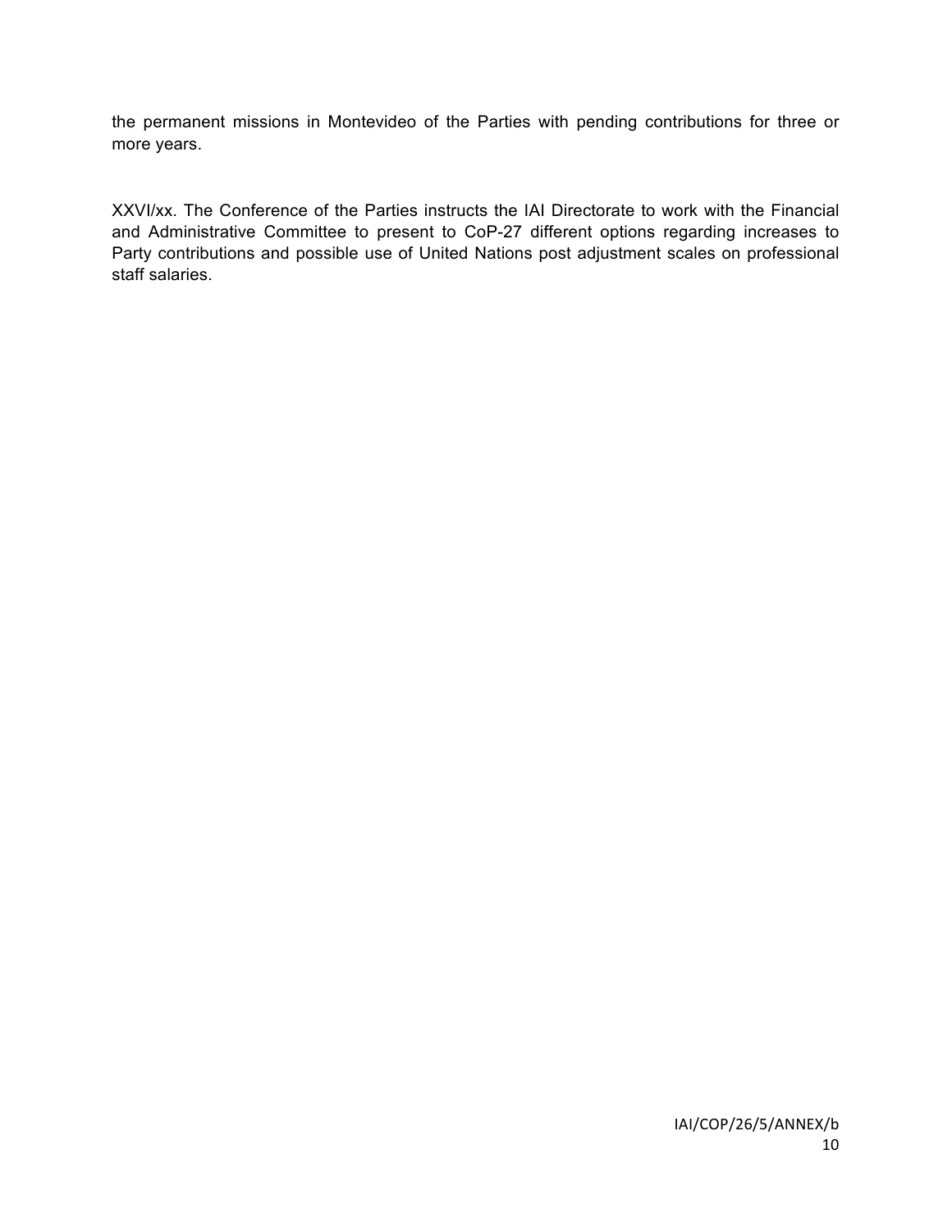the permanent missions in Montevideo of the Parties with pending contributions for three or more years.

XXVI/xx. The Conference of the Parties instructs the IAI Directorate to work with the Financial and Administrative Committee to present to CoP-27 different options regarding increases to Party contributions and possible use of United Nations post adjustment scales on professional staff salaries.